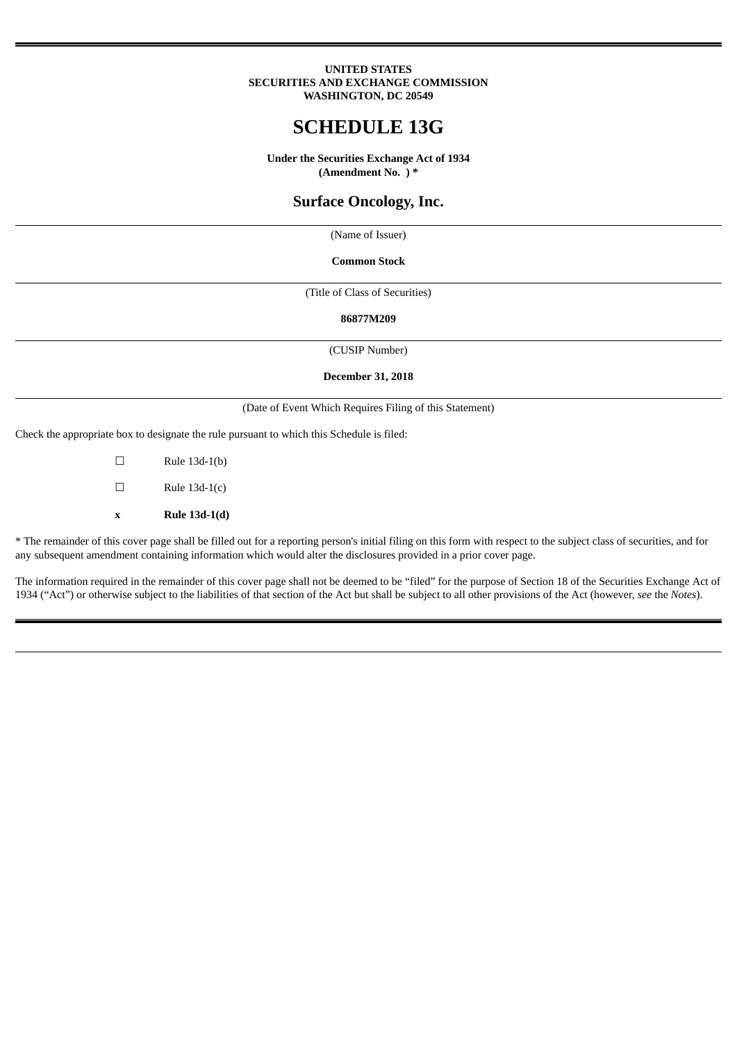**UNITED STATES**
**SECURITIES AND EXCHANGE COMMISSION**
**WASHINGTON, DC 20549**

# SCHEDULE 13G

**Under the Securities Exchange Act of 1934**
**(Amendment No. ) ***

## Surface Oncology, Inc.

(Name of Issuer)

**Common Stock**

(Title of Class of Securities)

**86877M209**

(CUSIP Number)

**December 31, 2018**

(Date of Event Which Requires Filing of this Statement)

Check the appropriate box to designate the rule pursuant to which this Schedule is filed:

☐ Rule 13d-1(b)

☐ Rule 13d-1(c)

x **Rule 13d-1(d)**

* The remainder of this cover page shall be filled out for a reporting person's initial filing on this form with respect to the subject class of securities, and for any subsequent amendment containing information which would alter the disclosures provided in a prior cover page.

The information required in the remainder of this cover page shall not be deemed to be "filed" for the purpose of Section 18 of the Securities Exchange Act of 1934 ("Act") or otherwise subject to the liabilities of that section of the Act but shall be subject to all other provisions of the Act (however, *see* the *Notes*).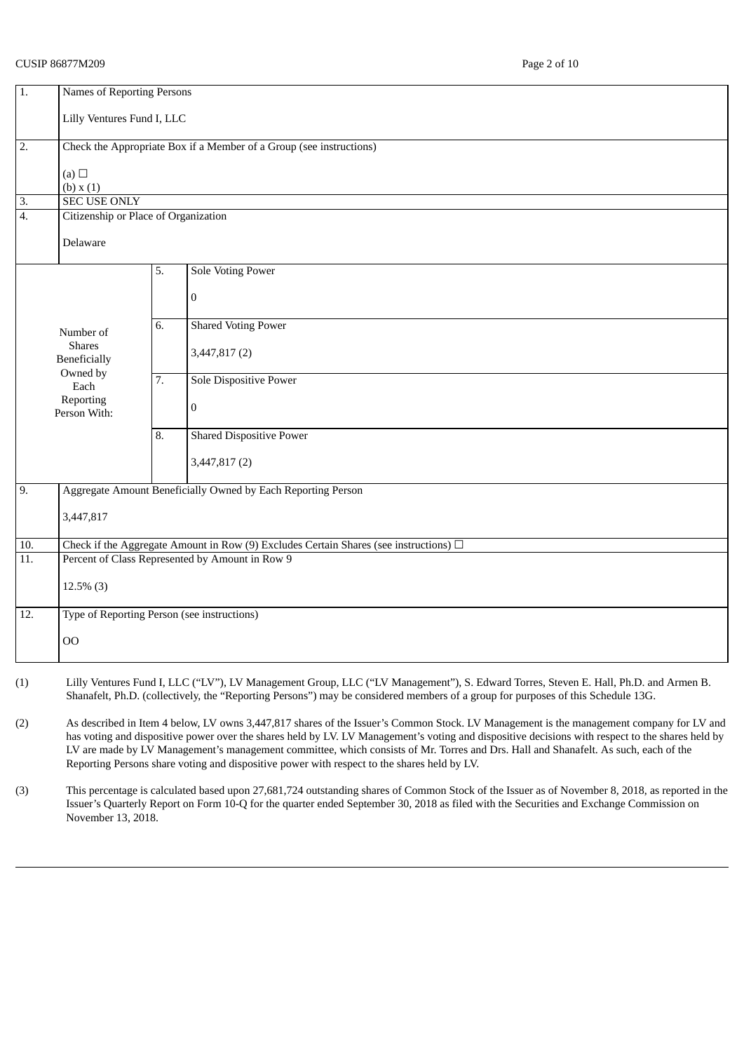CUSIP 86877M209

| | | | |
|---|---|---|---|
| 1. | Names of Reporting Persons<br><br>Lilly Ventures Fund I, LLC | | |
| 2. | Check the Appropriate Box if a Member of a Group (see instructions)<br><br>(a) ☐<br>(b) x (1) | | |
| 3. | SEC USE ONLY | | |
| 4. | Citizenship or Place of Organization<br><br>Delaware | | |
| Number of Shares Beneficially Owned by Each Reporting Person With: | | 5. | Sole Voting Power<br><br>0 |
| | | 6. | Shared Voting Power<br><br>3,447,817 (2) |
| | | 7. | Sole Dispositive Power<br><br>0 |
| | | 8. | Shared Dispositive Power<br><br>3,447,817 (2) |
| 9. | Aggregate Amount Beneficially Owned by Each Reporting Person<br><br>3,447,817 | | |
| 10. | Check if the Aggregate Amount in Row (9) Excludes Certain Shares (see instructions) ☐ | | |
| 11. | Percent of Class Represented by Amount in Row 9<br><br>12.5% (3) | | |
| 12. | Type of Reporting Person (see instructions)<br><br>OO | | |

(1) Lilly Ventures Fund I, LLC ("LV"), LV Management Group, LLC ("LV Management"), S. Edward Torres, Steven E. Hall, Ph.D. and Armen B. Shanafelt, Ph.D. (collectively, the "Reporting Persons") may be considered members of a group for purposes of this Schedule 13G.

(2) As described in Item 4 below, LV owns 3,447,817 shares of the Issuer's Common Stock. LV Management is the management company for LV and has voting and dispositive power over the shares held by LV. LV Management's voting and dispositive decisions with respect to the shares held by LV are made by LV Management's management committee, which consists of Mr. Torres and Drs. Hall and Shanafelt. As such, each of the Reporting Persons share voting and dispositive power with respect to the shares held by LV.

(3) This percentage is calculated based upon 27,681,724 outstanding shares of Common Stock of the Issuer as of November 8, 2018, as reported in the Issuer's Quarterly Report on Form 10-Q for the quarter ended September 30, 2018 as filed with the Securities and Exchange Commission on November 13, 2018.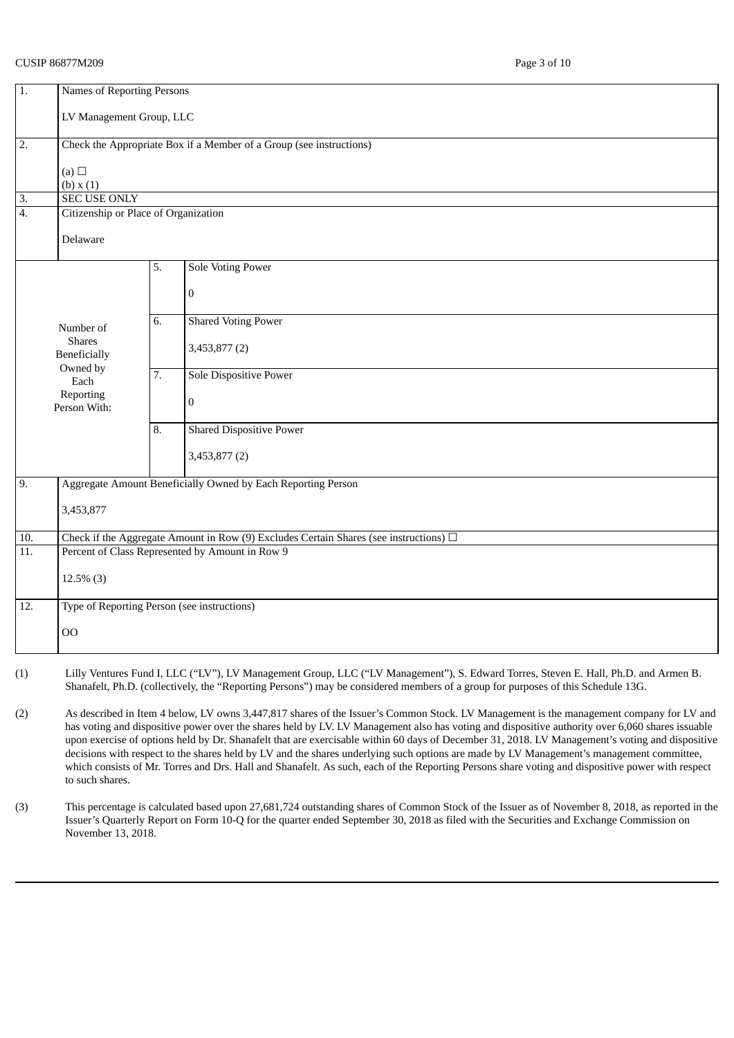CUSIP 86877M209

| 1. | Names of Reporting Persons<br><br>LV Management Group, LLC | | |
|---|---|---|---|
| 2. | Check the Appropriate Box if a Member of a Group (see instructions)<br><br>(a) ☐<br>(b) x (1) | | |
| 3. | SEC USE ONLY | | |
| 4. | Citizenship or Place of Organization<br><br>Delaware | | |
| Number of Shares Beneficially Owned by Each Reporting Person With: | | 5. | Sole Voting Power<br><br>0 |
| | | 6. | Shared Voting Power<br><br>3,453,877 (2) |
| | | 7. | Sole Dispositive Power<br><br>0 |
| | | 8. | Shared Dispositive Power<br><br>3,453,877 (2) |
| 9. | Aggregate Amount Beneficially Owned by Each Reporting Person<br><br>3,453,877 | | |
| 10. | Check if the Aggregate Amount in Row (9) Excludes Certain Shares (see instructions) ☐ | | |
| 11. | Percent of Class Represented by Amount in Row 9<br><br>12.5% (3) | | |
| 12. | Type of Reporting Person (see instructions)<br><br>OO | | |

(1) Lilly Ventures Fund I, LLC ("LV"), LV Management Group, LLC ("LV Management"), S. Edward Torres, Steven E. Hall, Ph.D. and Armen B. Shanafelt, Ph.D. (collectively, the "Reporting Persons") may be considered members of a group for purposes of this Schedule 13G.

(2) As described in Item 4 below, LV owns 3,447,817 shares of the Issuer's Common Stock. LV Management is the management company for LV and has voting and dispositive power over the shares held by LV. LV Management also has voting and dispositive authority over 6,060 shares issuable upon exercise of options held by Dr. Shanafelt that are exercisable within 60 days of December 31, 2018. LV Management's voting and dispositive decisions with respect to the shares held by LV and the shares underlying such options are made by LV Management's management committee, which consists of Mr. Torres and Drs. Hall and Shanafelt. As such, each of the Reporting Persons share voting and dispositive power with respect to such shares.

(3) This percentage is calculated based upon 27,681,724 outstanding shares of Common Stock of the Issuer as of November 8, 2018, as reported in the Issuer's Quarterly Report on Form 10-Q for the quarter ended September 30, 2018 as filed with the Securities and Exchange Commission on November 13, 2018.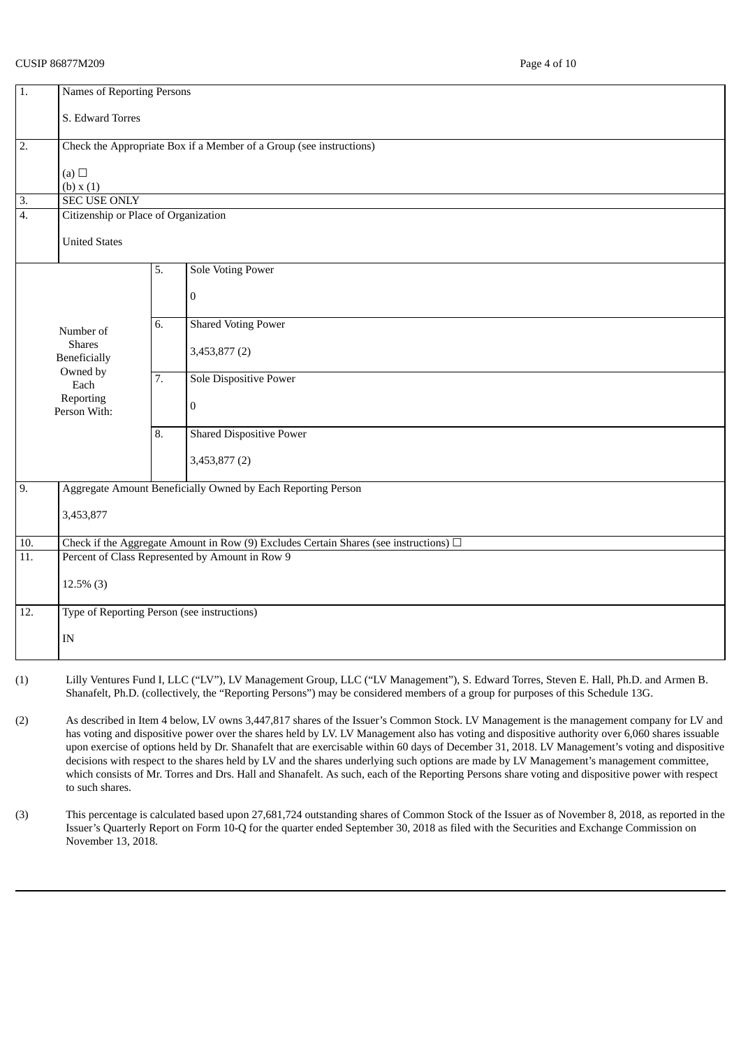CUSIP 86877M209

| 1. | Names of Reporting Persons<br><br>S. Edward Torres | | |
|---|---|---|---|
| 2. | Check the Appropriate Box if a Member of a Group (see instructions)<br><br>(a) ☐<br>(b) x (1) | | |
| 3. | SEC USE ONLY | | |
| 4. | Citizenship or Place of Organization<br><br>United States | | |
| Number of Shares Beneficially Owned by Each Reporting Person With: | 5. | Sole Voting Power<br><br>0 | |
| | 6. | Shared Voting Power<br><br>3,453,877 (2) | |
| | 7. | Sole Dispositive Power<br><br>0 | |
| | 8. | Shared Dispositive Power<br><br>3,453,877 (2) | |
| 9. | Aggregate Amount Beneficially Owned by Each Reporting Person<br><br>3,453,877 | | |
| 10. | Check if the Aggregate Amount in Row (9) Excludes Certain Shares (see instructions) ☐ | | |
| 11. | Percent of Class Represented by Amount in Row 9<br><br>12.5% (3) | | |
| 12. | Type of Reporting Person (see instructions)<br><br>IN | | |

(1) Lilly Ventures Fund I, LLC ("LV"), LV Management Group, LLC ("LV Management"), S. Edward Torres, Steven E. Hall, Ph.D. and Armen B. Shanafelt, Ph.D. (collectively, the "Reporting Persons") may be considered members of a group for purposes of this Schedule 13G.

(2) As described in Item 4 below, LV owns 3,447,817 shares of the Issuer's Common Stock. LV Management is the management company for LV and has voting and dispositive power over the shares held by LV. LV Management also has voting and dispositive authority over 6,060 shares issuable upon exercise of options held by Dr. Shanafelt that are exercisable within 60 days of December 31, 2018. LV Management's voting and dispositive decisions with respect to the shares held by LV and the shares underlying such options are made by LV Management's management committee, which consists of Mr. Torres and Drs. Hall and Shanafelt. As such, each of the Reporting Persons share voting and dispositive power with respect to such shares.

(3) This percentage is calculated based upon 27,681,724 outstanding shares of Common Stock of the Issuer as of November 8, 2018, as reported in the Issuer's Quarterly Report on Form 10-Q for the quarter ended September 30, 2018 as filed with the Securities and Exchange Commission on November 13, 2018.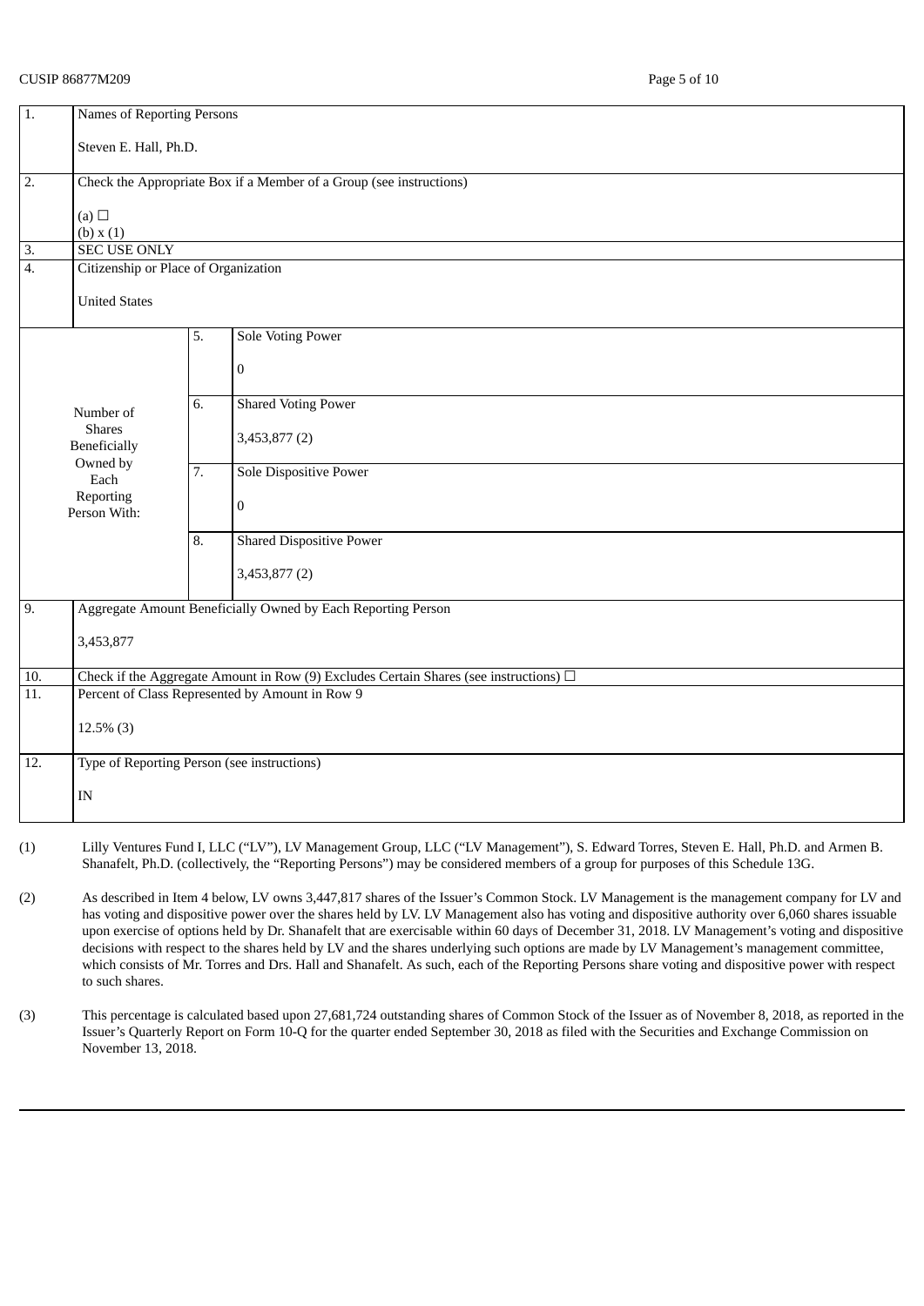CUSIP 86877M209

| 1. | Names of Reporting Persons<br><br>Steven E. Hall, Ph.D. | | |
|---|---|---|---|
| 2. | Check the Appropriate Box if a Member of a Group (see instructions)<br><br>(a) ☐<br>(b) x (1) | | |
| 3. | SEC USE ONLY | | |
| 4. | Citizenship or Place of Organization<br><br>United States | | |
| Number of Shares Beneficially Owned by Each Reporting Person With: | | 5. | Sole Voting Power<br><br>0 |
| | | 6. | Shared Voting Power<br><br>3,453,877 (2) |
| | | 7. | Sole Dispositive Power<br><br>0 |
| | | 8. | Shared Dispositive Power<br><br>3,453,877 (2) |
| 9. | Aggregate Amount Beneficially Owned by Each Reporting Person<br><br>3,453,877 | | |
| 10. | Check if the Aggregate Amount in Row (9) Excludes Certain Shares (see instructions) ☐ | | |
| 11. | Percent of Class Represented by Amount in Row 9<br><br>12.5% (3) | | |
| 12. | Type of Reporting Person (see instructions)<br><br>IN | | |

(1) Lilly Ventures Fund I, LLC ("LV"), LV Management Group, LLC ("LV Management"), S. Edward Torres, Steven E. Hall, Ph.D. and Armen B. Shanafelt, Ph.D. (collectively, the "Reporting Persons") may be considered members of a group for purposes of this Schedule 13G.

(2) As described in Item 4 below, LV owns 3,447,817 shares of the Issuer's Common Stock. LV Management is the management company for LV and has voting and dispositive power over the shares held by LV. LV Management also has voting and dispositive authority over 6,060 shares issuable upon exercise of options held by Dr. Shanafelt that are exercisable within 60 days of December 31, 2018. LV Management's voting and dispositive decisions with respect to the shares held by LV and the shares underlying such options are made by LV Management's management committee, which consists of Mr. Torres and Drs. Hall and Shanafelt. As such, each of the Reporting Persons share voting and dispositive power with respect to such shares.

(3) This percentage is calculated based upon 27,681,724 outstanding shares of Common Stock of the Issuer as of November 8, 2018, as reported in the Issuer's Quarterly Report on Form 10-Q for the quarter ended September 30, 2018 as filed with the Securities and Exchange Commission on November 13, 2018.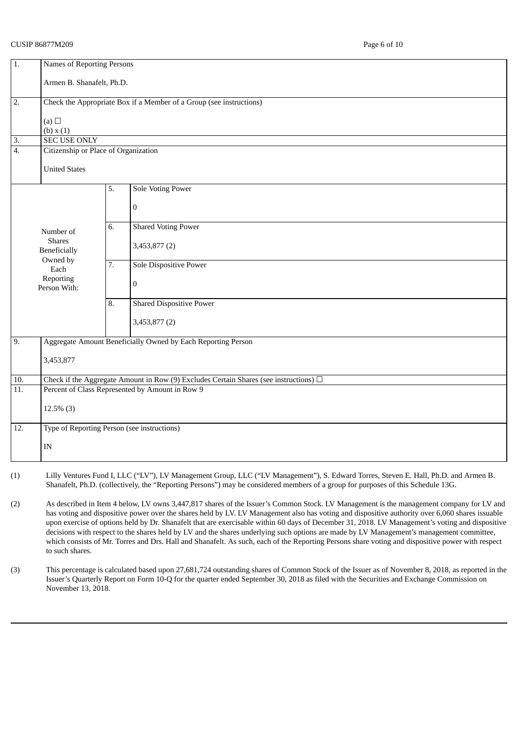CUSIP 86877M209

| 1. | Names of Reporting Persons<br><br>Armen B. Shanafelt, Ph.D. | | |
|---|---|---|---|
| 2. | Check the Appropriate Box if a Member of a Group (see instructions)<br><br>(a) ☐<br>(b) x (1) | | |
| 3. | SEC USE ONLY | | |
| 4. | Citizenship or Place of Organization<br><br>United States | | |
| Number of Shares Beneficially Owned by Each Reporting Person With: | | 5. | Sole Voting Power<br><br>0 |
| | | 6. | Shared Voting Power<br><br>3,453,877 (2) |
| | | 7. | Sole Dispositive Power<br><br>0 |
| | | 8. | Shared Dispositive Power<br><br>3,453,877 (2) |
| 9. | Aggregate Amount Beneficially Owned by Each Reporting Person<br><br>3,453,877 | | |
| 10. | Check if the Aggregate Amount in Row (9) Excludes Certain Shares (see instructions) ☐ | | |
| 11. | Percent of Class Represented by Amount in Row 9<br><br>12.5% (3) | | |
| 12. | Type of Reporting Person (see instructions)<br><br>IN | | |

(1) Lilly Ventures Fund I, LLC ("LV"), LV Management Group, LLC ("LV Management"), S. Edward Torres, Steven E. Hall, Ph.D. and Armen B. Shanafelt, Ph.D. (collectively, the "Reporting Persons") may be considered members of a group for purposes of this Schedule 13G.

(2) As described in Item 4 below, LV owns 3,447,817 shares of the Issuer's Common Stock. LV Management is the management company for LV and has voting and dispositive power over the shares held by LV. LV Management also has voting and dispositive authority over 6,060 shares issuable upon exercise of options held by Dr. Shanafelt that are exercisable within 60 days of December 31, 2018. LV Management's voting and dispositive decisions with respect to the shares held by LV and the shares underlying such options are made by LV Management's management committee, which consists of Mr. Torres and Drs. Hall and Shanafelt. As such, each of the Reporting Persons share voting and dispositive power with respect to such shares.

(3) This percentage is calculated based upon 27,681,724 outstanding shares of Common Stock of the Issuer as of November 8, 2018, as reported in the Issuer's Quarterly Report on Form 10-Q for the quarter ended September 30, 2018 as filed with the Securities and Exchange Commission on November 13, 2018.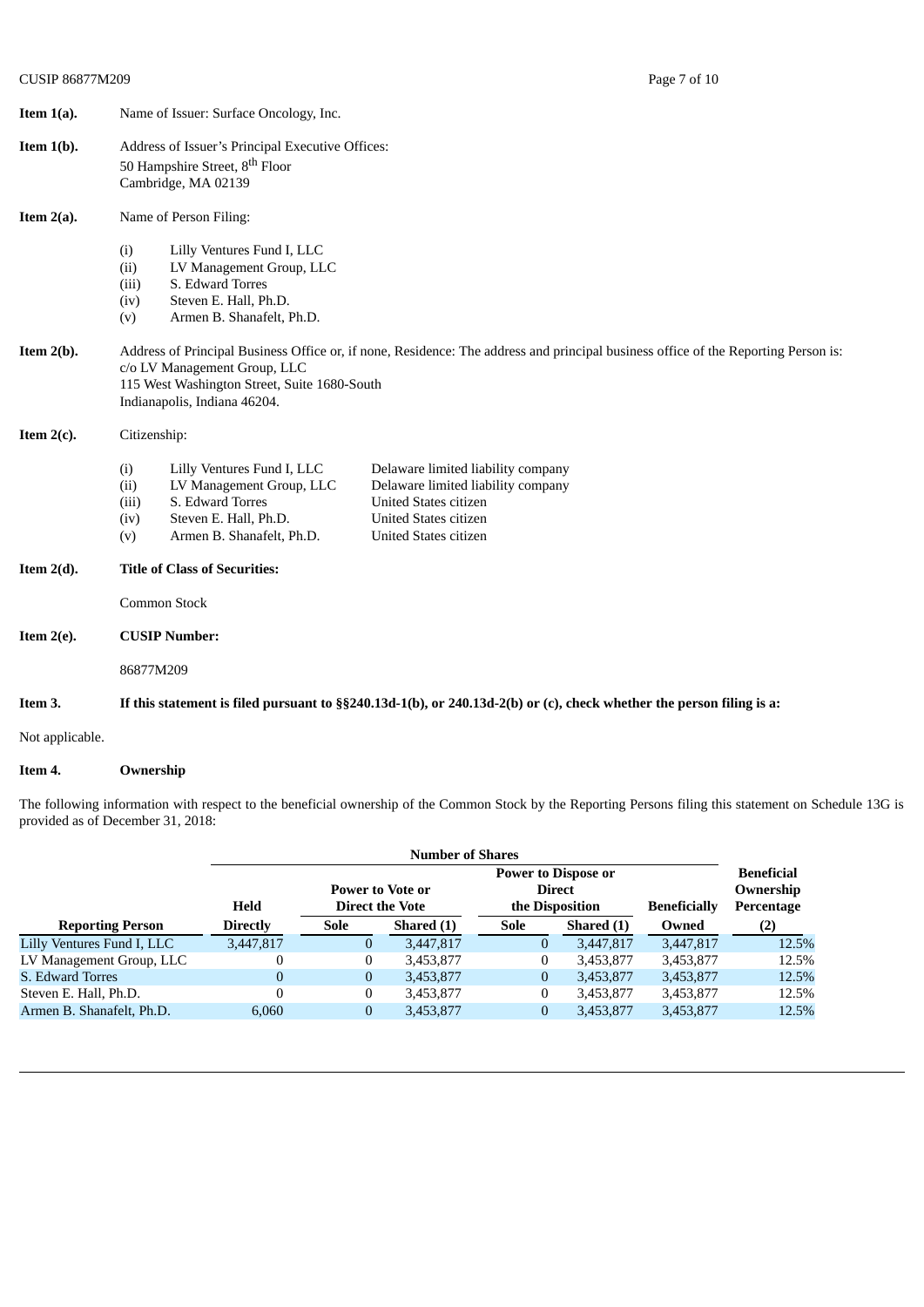**Item 1(a).** Name of Issuer: Surface Oncology, Inc.

**Item 1(b).** Address of Issuer's Principal Executive Offices:
50 Hampshire Street, 8th Floor
Cambridge, MA 02139

**Item 2(a).** Name of Person Filing:

- (i) Lilly Ventures Fund I, LLC
- (ii) LV Management Group, LLC
- (iii) S. Edward Torres
- (iv) Steven E. Hall, Ph.D.
- (v) Armen B. Shanafelt, Ph.D.

**Item 2(b).** Address of Principal Business Office or, if none, Residence: The address and principal business office of the Reporting Person is:
c/o LV Management Group, LLC
115 West Washington Street, Suite 1680-South
Indianapolis, Indiana 46204.

**Item 2(c).** Citizenship:

- (i) Lilly Ventures Fund I, LLC — Delaware limited liability company
- (ii) LV Management Group, LLC — Delaware limited liability company
- (iii) S. Edward Torres — United States citizen
- (iv) Steven E. Hall, Ph.D. — United States citizen
- (v) Armen B. Shanafelt, Ph.D. — United States citizen

**Item 2(d).** **Title of Class of Securities:**

Common Stock

**Item 2(e).** **CUSIP Number:**

86877M209

**Item 3.** **If this statement is filed pursuant to §§240.13d-1(b), or 240.13d-2(b) or (c), check whether the person filing is a:**

Not applicable.

**Item 4.** **Ownership**

The following information with respect to the beneficial ownership of the Common Stock by the Reporting Persons filing this statement on Schedule 13G is provided as of December 31, 2018:

| | Number of Shares | | | | | | |
|---|---|---|---|---|---|---|---|
| | | Power to Vote or Direct the Vote | | Power to Dispose or Direct the Disposition | | | |
| Reporting Person | Held Directly | Sole | Shared (1) | Sole | Shared (1) | Beneficially Owned | Beneficial Ownership Percentage (2) |
| Lilly Ventures Fund I, LLC | 3,447,817 | 0 | 3,447,817 | 0 | 3,447,817 | 3,447,817 | 12.5% |
| LV Management Group, LLC | 0 | 0 | 3,453,877 | 0 | 3,453,877 | 3,453,877 | 12.5% |
| S. Edward Torres | 0 | 0 | 3,453,877 | 0 | 3,453,877 | 3,453,877 | 12.5% |
| Steven E. Hall, Ph.D. | 0 | 0 | 3,453,877 | 0 | 3,453,877 | 3,453,877 | 12.5% |
| Armen B. Shanafelt, Ph.D. | 6,060 | 0 | 3,453,877 | 0 | 3,453,877 | 3,453,877 | 12.5% |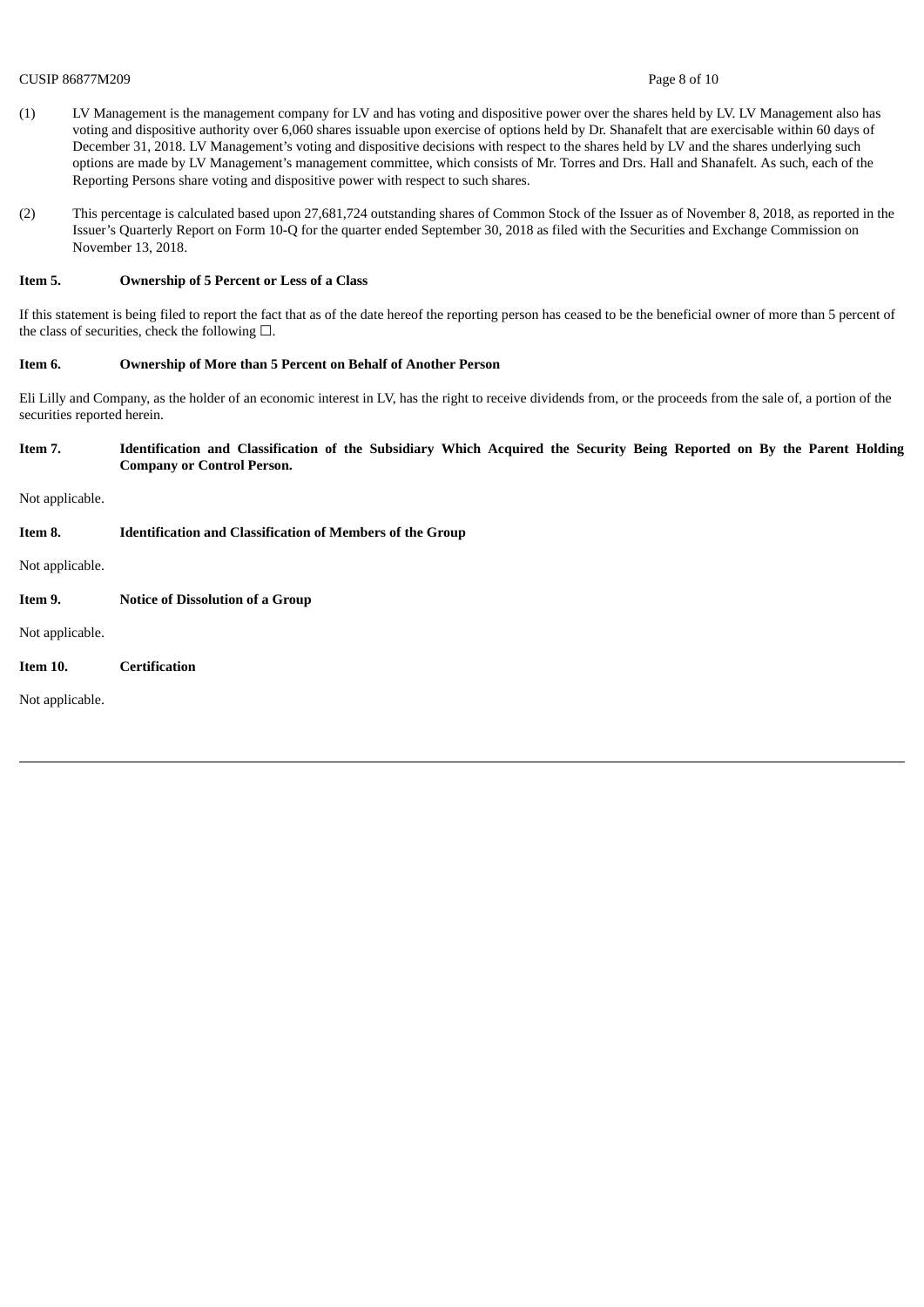(1) LV Management is the management company for LV and has voting and dispositive power over the shares held by LV. LV Management also has voting and dispositive authority over 6,060 shares issuable upon exercise of options held by Dr. Shanafelt that are exercisable within 60 days of December 31, 2018. LV Management's voting and dispositive decisions with respect to the shares held by LV and the shares underlying such options are made by LV Management's management committee, which consists of Mr. Torres and Drs. Hall and Shanafelt. As such, each of the Reporting Persons share voting and dispositive power with respect to such shares.

(2) This percentage is calculated based upon 27,681,724 outstanding shares of Common Stock of the Issuer as of November 8, 2018, as reported in the Issuer's Quarterly Report on Form 10-Q for the quarter ended September 30, 2018 as filed with the Securities and Exchange Commission on November 13, 2018.

**Item 5. Ownership of 5 Percent or Less of a Class**

If this statement is being filed to report the fact that as of the date hereof the reporting person has ceased to be the beneficial owner of more than 5 percent of the class of securities, check the following ☐.

**Item 6. Ownership of More than 5 Percent on Behalf of Another Person**

Eli Lilly and Company, as the holder of an economic interest in LV, has the right to receive dividends from, or the proceeds from the sale of, a portion of the securities reported herein.

**Item 7. Identification and Classification of the Subsidiary Which Acquired the Security Being Reported on By the Parent Holding Company or Control Person.**

Not applicable.

**Item 8. Identification and Classification of Members of the Group**

Not applicable.

**Item 9. Notice of Dissolution of a Group**

Not applicable.

**Item 10. Certification**

Not applicable.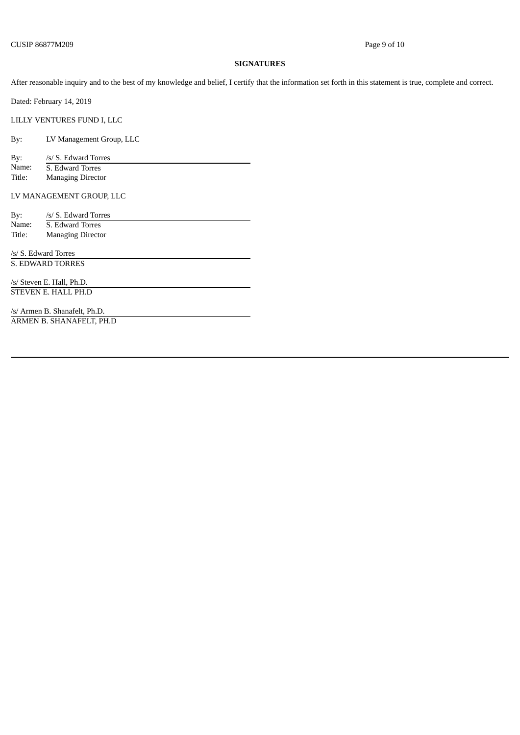## SIGNATURES

After reasonable inquiry and to the best of my knowledge and belief, I certify that the information set forth in this statement is true, complete and correct.

Dated: February 14, 2019

LILLY VENTURES FUND I, LLC

By: LV Management Group, LLC

By: /s/ S. Edward Torres
Name: S. Edward Torres
Title: Managing Director

LV MANAGEMENT GROUP, LLC

By: /s/ S. Edward Torres
Name: S. Edward Torres
Title: Managing Director

/s/ S. Edward Torres
S. EDWARD TORRES

/s/ Steven E. Hall, Ph.D.
STEVEN E. HALL PH.D

/s/ Armen B. Shanafelt, Ph.D.
ARMEN B. SHANAFELT, PH.D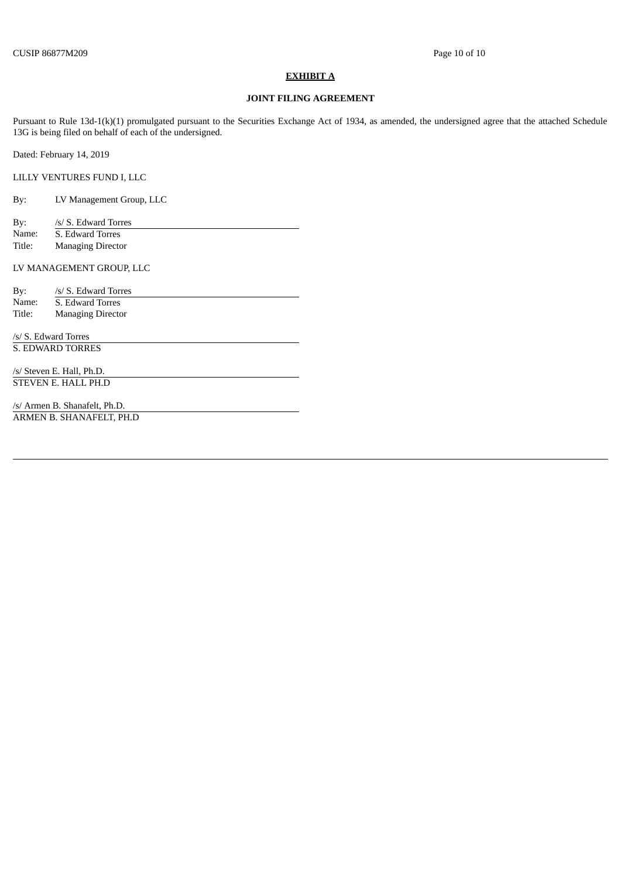**EXHIBIT A**

**JOINT FILING AGREEMENT**

Pursuant to Rule 13d-1(k)(1) promulgated pursuant to the Securities Exchange Act of 1934, as amended, the undersigned agree that the attached Schedule 13G is being filed on behalf of each of the undersigned.

Dated: February 14, 2019

LILLY VENTURES FUND I, LLC

By: LV Management Group, LLC

By: /s/ S. Edward Torres
Name: S. Edward Torres
Title: Managing Director

LV MANAGEMENT GROUP, LLC

By: /s/ S. Edward Torres
Name: S. Edward Torres
Title: Managing Director

/s/ S. Edward Torres
S. EDWARD TORRES

/s/ Steven E. Hall, Ph.D.
STEVEN E. HALL PH.D

/s/ Armen B. Shanafelt, Ph.D.
ARMEN B. SHANAFELT, PH.D